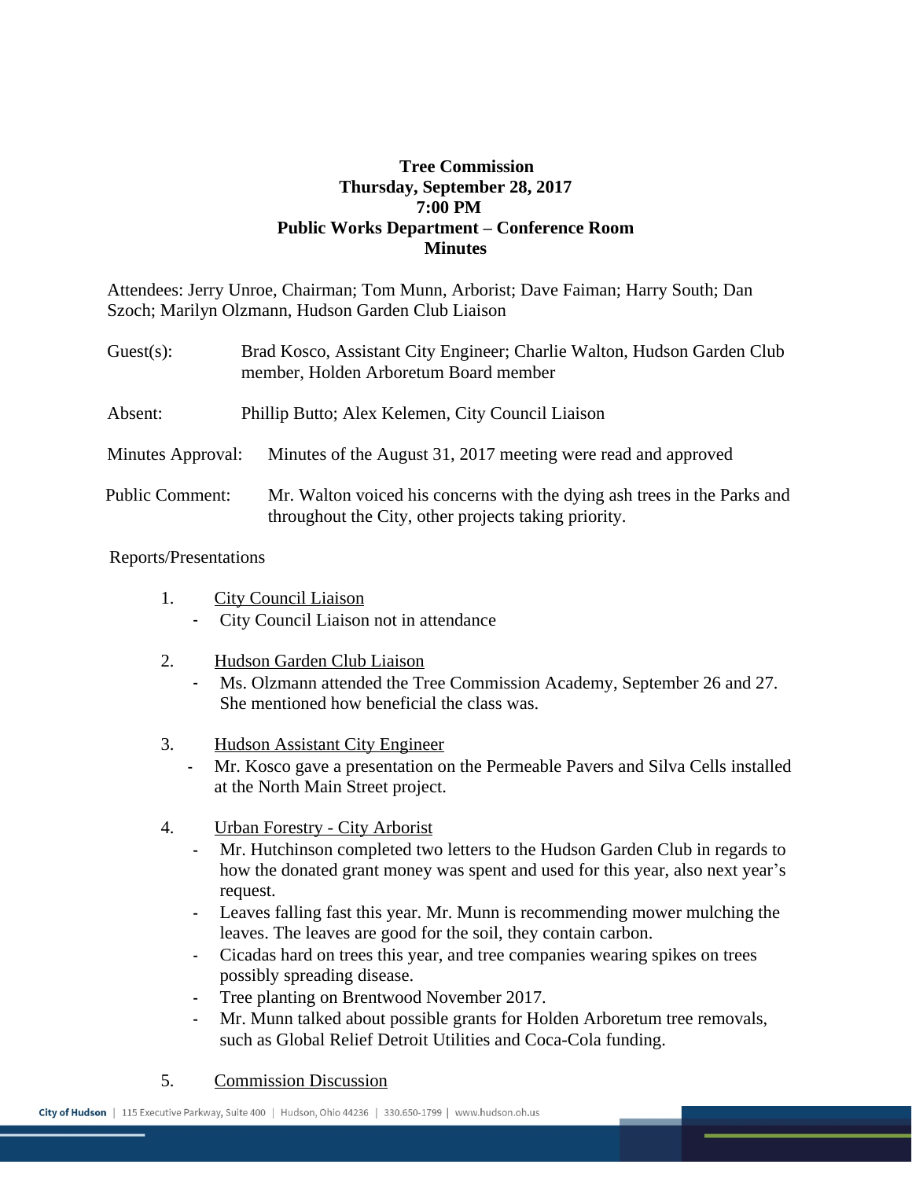**Tree Commission**
**Thursday, September 28, 2017**
**7:00 PM**
**Public Works Department – Conference Room**
**Minutes**

Attendees: Jerry Unroe, Chairman; Tom Munn, Arborist; Dave Faiman; Harry South; Dan Szoch; Marilyn Olzmann, Hudson Garden Club Liaison

Guest(s): Brad Kosco, Assistant City Engineer; Charlie Walton, Hudson Garden Club member, Holden Arboretum Board member

Absent: Phillip Butto; Alex Kelemen, City Council Liaison

Minutes Approval: Minutes of the August 31, 2017 meeting were read and approved

Public Comment: Mr. Walton voiced his concerns with the dying ash trees in the Parks and throughout the City, other projects taking priority.

Reports/Presentations

1. City Council Liaison
   - City Council Liaison not in attendance

2. Hudson Garden Club Liaison
   - Ms. Olzmann attended the Tree Commission Academy, September 26 and 27. She mentioned how beneficial the class was.

3. Hudson Assistant City Engineer
   - Mr. Kosco gave a presentation on the Permeable Pavers and Silva Cells installed at the North Main Street project.

4. Urban Forestry - City Arborist
   - Mr. Hutchinson completed two letters to the Hudson Garden Club in regards to how the donated grant money was spent and used for this year, also next year's request.
   - Leaves falling fast this year. Mr. Munn is recommending mower mulching the leaves. The leaves are good for the soil, they contain carbon.
   - Cicadas hard on trees this year, and tree companies wearing spikes on trees possibly spreading disease.
   - Tree planting on Brentwood November 2017.
   - Mr. Munn talked about possible grants for Holden Arboretum tree removals, such as Global Relief Detroit Utilities and Coca-Cola funding.

5. Commission Discussion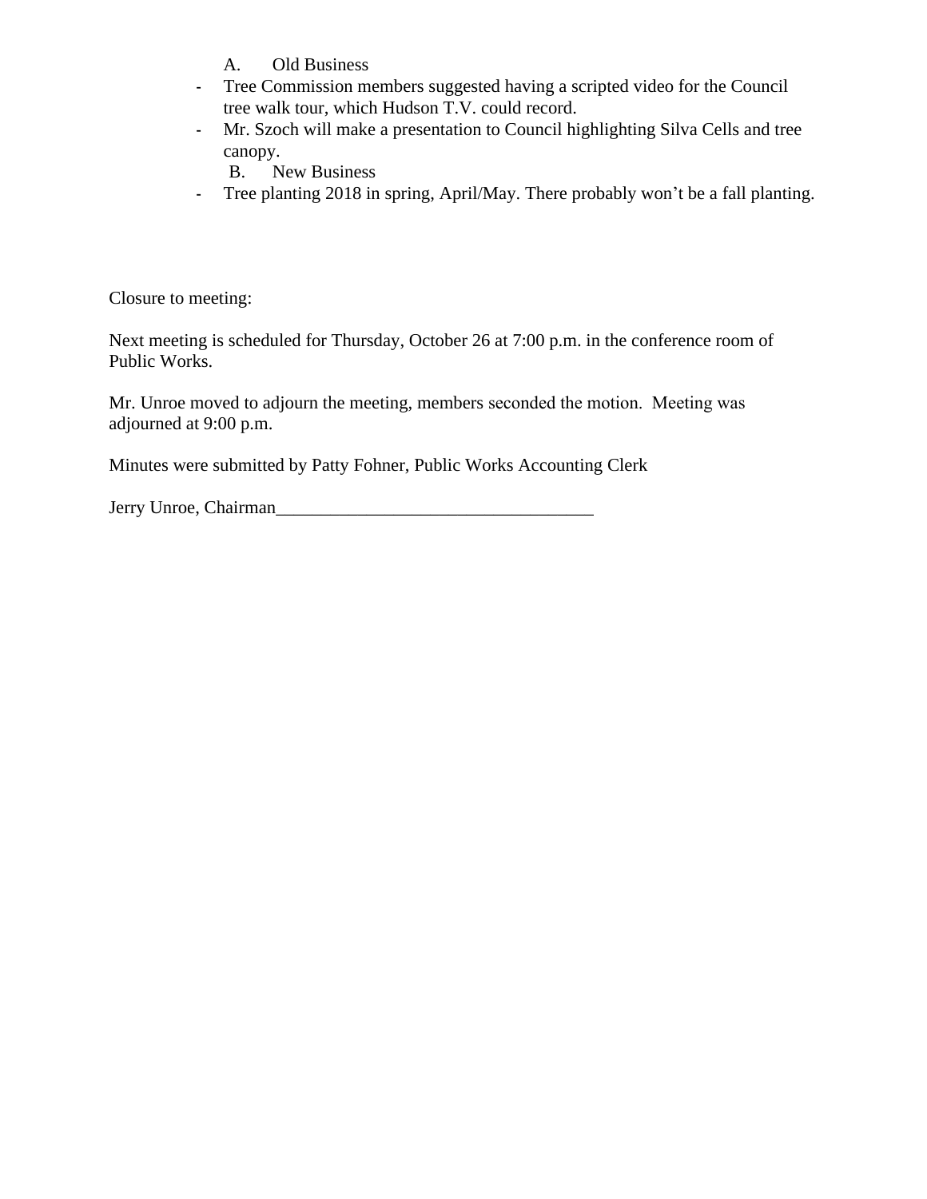A. Old Business

- Tree Commission members suggested having a scripted video for the Council tree walk tour, which Hudson T.V. could record.
- Mr. Szoch will make a presentation to Council highlighting Silva Cells and tree canopy.

B. New Business

- Tree planting 2018 in spring, April/May. There probably won't be a fall planting.

Closure to meeting:

Next meeting is scheduled for Thursday, October 26 at 7:00 p.m. in the conference room of Public Works.

Mr. Unroe moved to adjourn the meeting, members seconded the motion. Meeting was adjourned at 9:00 p.m.

Minutes were submitted by Patty Fohner, Public Works Accounting Clerk

Jerry Unroe, Chairman___________________________________